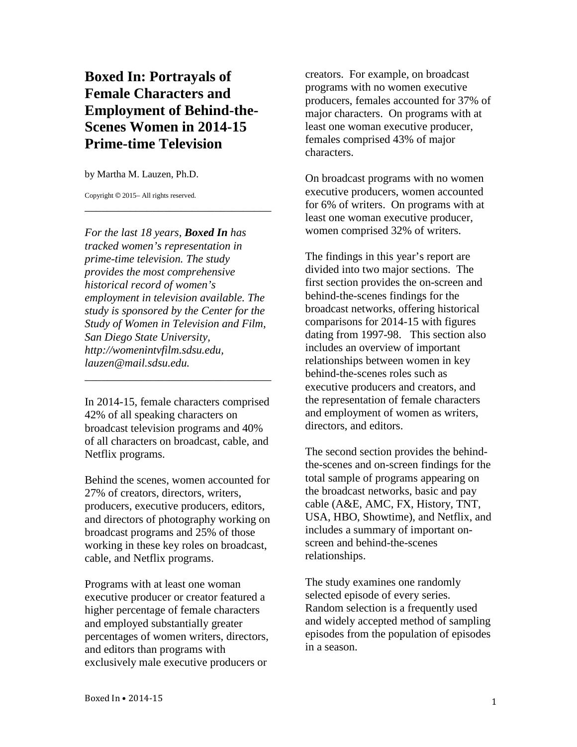# Boxed In: Portrayals of Female Characters and Employment of Behind-the-Scenes Women in 2014-15 Prime-time Television

by Martha M. Lauzen, Ph.D.

Copyright © 2015– All rights reserved.

---

*For the last 18 years, **Boxed In** has tracked women's representation in prime-time television. The study provides the most comprehensive historical record of women's employment in television available. The study is sponsored by the Center for the Study of Women in Television and Film, San Diego State University, http://womenintvfilm.sdsu.edu, lauzen@mail.sdsu.edu.*

---

In 2014-15, female characters comprised 42% of all speaking characters on broadcast television programs and 40% of all characters on broadcast, cable, and Netflix programs.

Behind the scenes, women accounted for 27% of creators, directors, writers, producers, executive producers, editors, and directors of photography working on broadcast programs and 25% of those working in these key roles on broadcast, cable, and Netflix programs.

Programs with at least one woman executive producer or creator featured a higher percentage of female characters and employed substantially greater percentages of women writers, directors, and editors than programs with exclusively male executive producers or creators. For example, on broadcast programs with no women executive producers, females accounted for 37% of major characters. On programs with at least one woman executive producer, females comprised 43% of major characters.

On broadcast programs with no women executive producers, women accounted for 6% of writers. On programs with at least one woman executive producer, women comprised 32% of writers.

The findings in this year's report are divided into two major sections. The first section provides the on-screen and behind-the-scenes findings for the broadcast networks, offering historical comparisons for 2014-15 with figures dating from 1997-98. This section also includes an overview of important relationships between women in key behind-the-scenes roles such as executive producers and creators, and the representation of female characters and employment of women as writers, directors, and editors.

The second section provides the behind-the-scenes and on-screen findings for the total sample of programs appearing on the broadcast networks, basic and pay cable (A&E, AMC, FX, History, TNT, USA, HBO, Showtime), and Netflix, and includes a summary of important on-screen and behind-the-scenes relationships.

The study examines one randomly selected episode of every series. Random selection is a frequently used and widely accepted method of sampling episodes from the population of episodes in a season.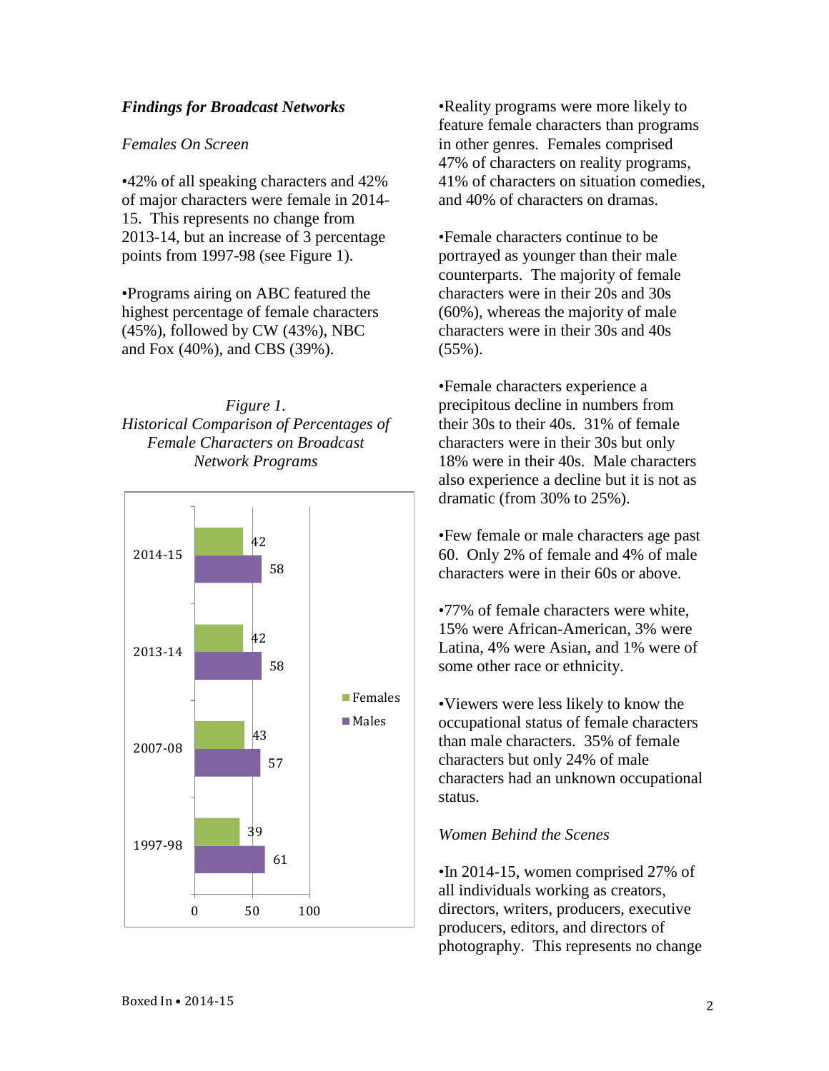### *Findings for Broadcast Networks*

*Females On Screen*

•42% of all speaking characters and 42% of major characters were female in 2014-15. This represents no change from 2013-14, but an increase of 3 percentage points from 1997-98 (see Figure 1).

•Programs airing on ABC featured the highest percentage of female characters (45%), followed by CW (43%), NBC and Fox (40%), and CBS (39%).

*Figure 1.*
*Historical Comparison of Percentages of Female Characters on Broadcast Network Programs*

| | Females | Males |
|---|---|---|
| 2014-15 | 42 | 58 |
| 2013-14 | 42 | 58 |
| 2007-08 | 43 | 57 |
| 1997-98 | 39 | 61 |

•Reality programs were more likely to feature female characters than programs in other genres. Females comprised 47% of characters on reality programs, 41% of characters on situation comedies, and 40% of characters on dramas.

•Female characters continue to be portrayed as younger than their male counterparts. The majority of female characters were in their 20s and 30s (60%), whereas the majority of male characters were in their 30s and 40s (55%).

•Female characters experience a precipitous decline in numbers from their 30s to their 40s. 31% of female characters were in their 30s but only 18% were in their 40s. Male characters also experience a decline but it is not as dramatic (from 30% to 25%).

•Few female or male characters age past 60. Only 2% of female and 4% of male characters were in their 60s or above.

•77% of female characters were white, 15% were African-American, 3% were Latina, 4% were Asian, and 1% were of some other race or ethnicity.

•Viewers were less likely to know the occupational status of female characters than male characters. 35% of female characters but only 24% of male characters had an unknown occupational status.

*Women Behind the Scenes*

•In 2014-15, women comprised 27% of all individuals working as creators, directors, writers, producers, executive producers, editors, and directors of photography. This represents no change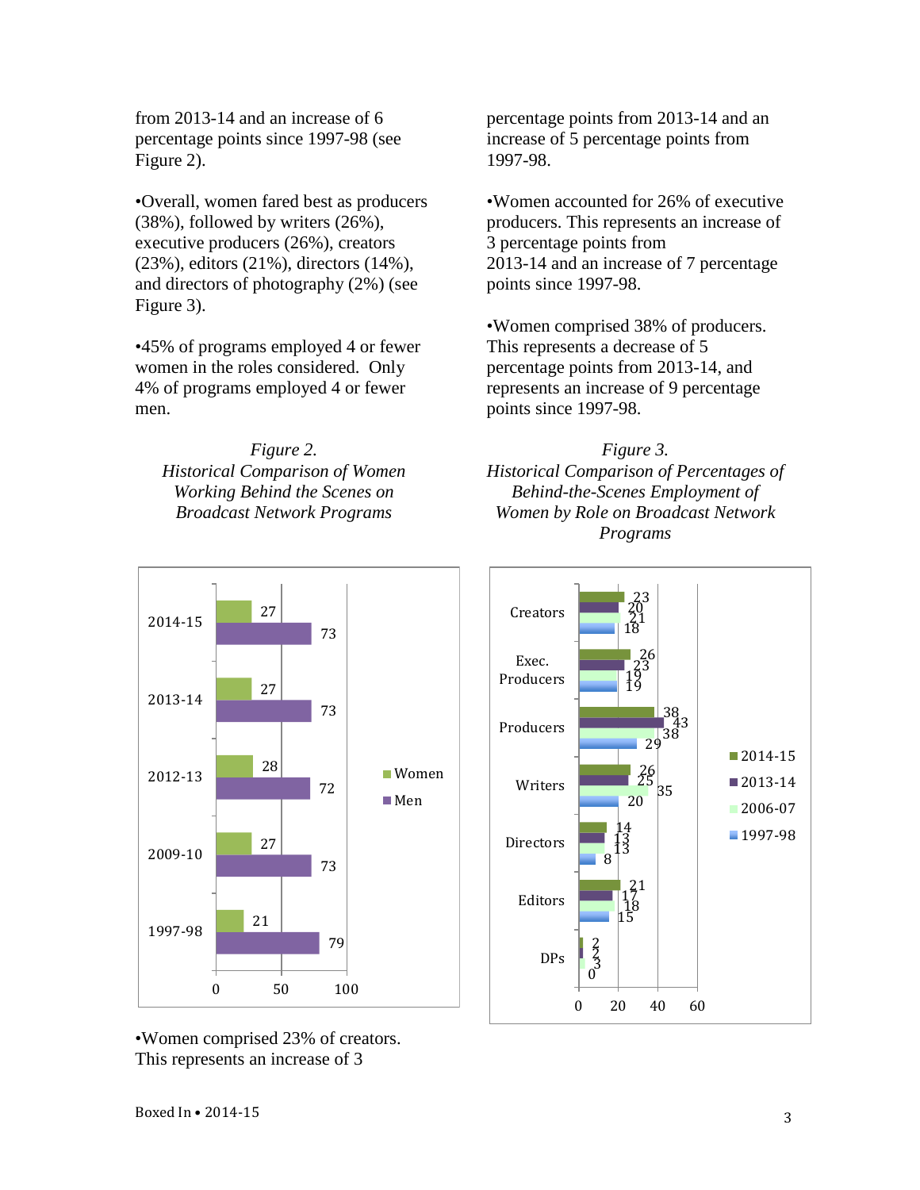from 2013-14 and an increase of 6 percentage points since 1997-98 (see Figure 2).

•Overall, women fared best as producers (38%), followed by writers (26%), executive producers (26%), creators (23%), editors (21%), directors (14%), and directors of photography (2%) (see Figure 3).

•45% of programs employed 4 or fewer women in the roles considered. Only 4% of programs employed 4 or fewer men.

*Figure 2.*
*Historical Comparison of Women Working Behind the Scenes on Broadcast Network Programs*

| Season | Women | Men |
|---|---|---|
| 2014-15 | 27 | 73 |
| 2013-14 | 27 | 73 |
| 2012-13 | 28 | 72 |
| 2009-10 | 27 | 73 |
| 1997-98 | 21 | 79 |

•Women comprised 23% of creators. This represents an increase of 3 percentage points from 2013-14 and an increase of 5 percentage points from 1997-98.

•Women accounted for 26% of executive producers. This represents an increase of 3 percentage points from 2013-14 and an increase of 7 percentage points since 1997-98.

•Women comprised 38% of producers. This represents a decrease of 5 percentage points from 2013-14, and represents an increase of 9 percentage points since 1997-98.

*Figure 3.*
*Historical Comparison of Percentages of Behind-the-Scenes Employment of Women by Role on Broadcast Network Programs*

| Role | 2014-15 | 2013-14 | 2006-07 | 1997-98 |
|---|---|---|---|---|
| Creators | 23 | 20 | 21 | 18 |
| Exec. Producers | 26 | 23 | 19 | 19 |
| Producers | 38 | 43 | 38 | 29 |
| Writers | 26 | 25 | 35 | 20 |
| Directors | 14 | 13 | 13 | 8 |
| Editors | 21 | 17 | 18 | 15 |
| DPs | 2 | 2 | 3 | 0 |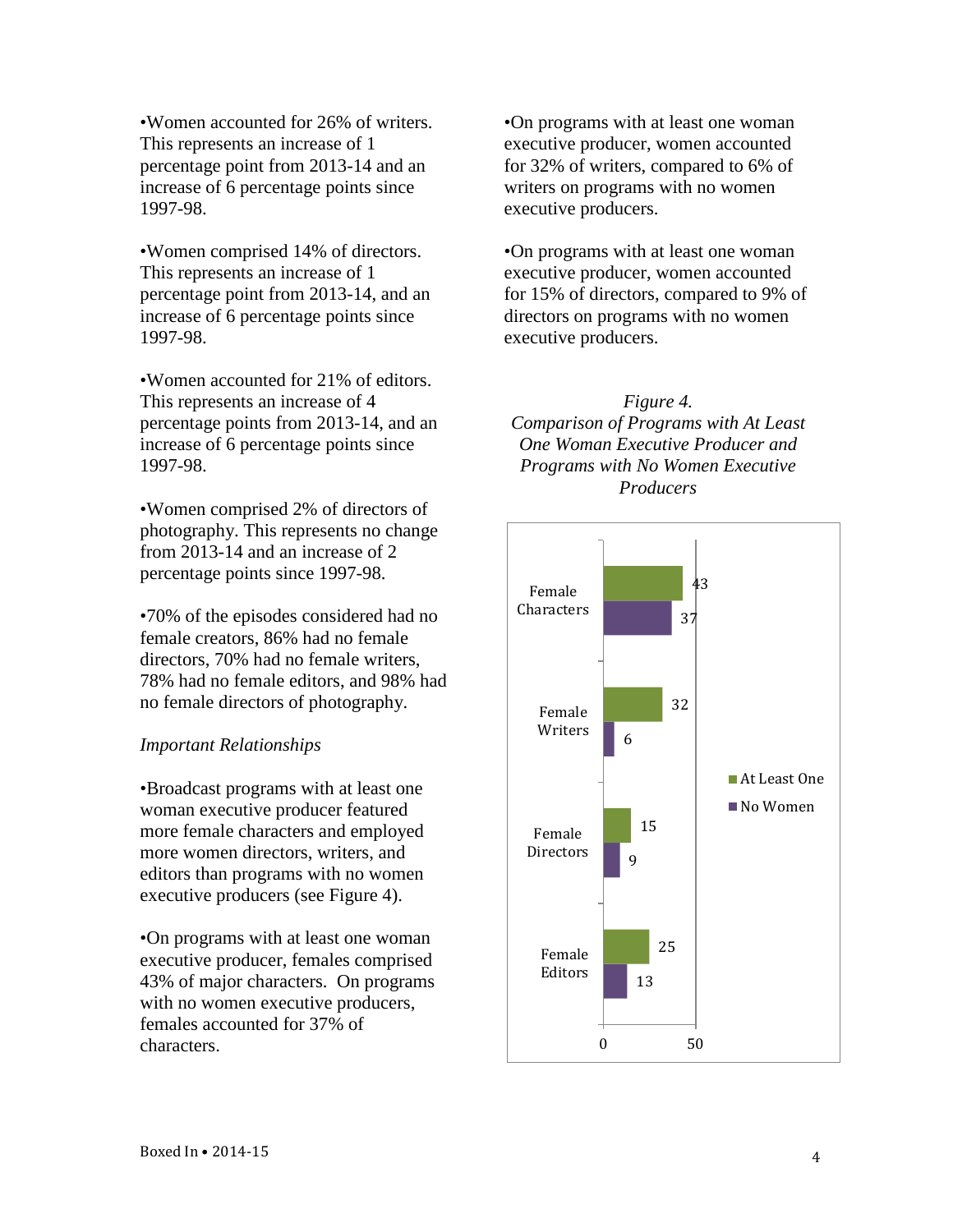•Women accounted for 26% of writers. This represents an increase of 1 percentage point from 2013-14 and an increase of 6 percentage points since 1997-98.

•Women comprised 14% of directors. This represents an increase of 1 percentage point from 2013-14, and an increase of 6 percentage points since 1997-98.

•Women accounted for 21% of editors. This represents an increase of 4 percentage points from 2013-14, and an increase of 6 percentage points since 1997-98.

•Women comprised 2% of directors of photography. This represents no change from 2013-14 and an increase of 2 percentage points since 1997-98.

•70% of the episodes considered had no female creators, 86% had no female directors, 70% had no female writers, 78% had no female editors, and 98% had no female directors of photography.

*Important Relationships*

•Broadcast programs with at least one woman executive producer featured more female characters and employed more women directors, writers, and editors than programs with no women executive producers (see Figure 4).

•On programs with at least one woman executive producer, females comprised 43% of major characters. On programs with no women executive producers, females accounted for 37% of characters.

•On programs with at least one woman executive producer, women accounted for 32% of writers, compared to 6% of writers on programs with no women executive producers.

•On programs with at least one woman executive producer, women accounted for 15% of directors, compared to 9% of directors on programs with no women executive producers.

*Figure 4.*
*Comparison of Programs with At Least One Woman Executive Producer and Programs with No Women Executive Producers*

| | At Least One | No Women |
|---|---|---|
| Female Characters | 43 | 37 |
| Female Writers | 32 | 6 |
| Female Directors | 15 | 9 |
| Female Editors | 25 | 13 |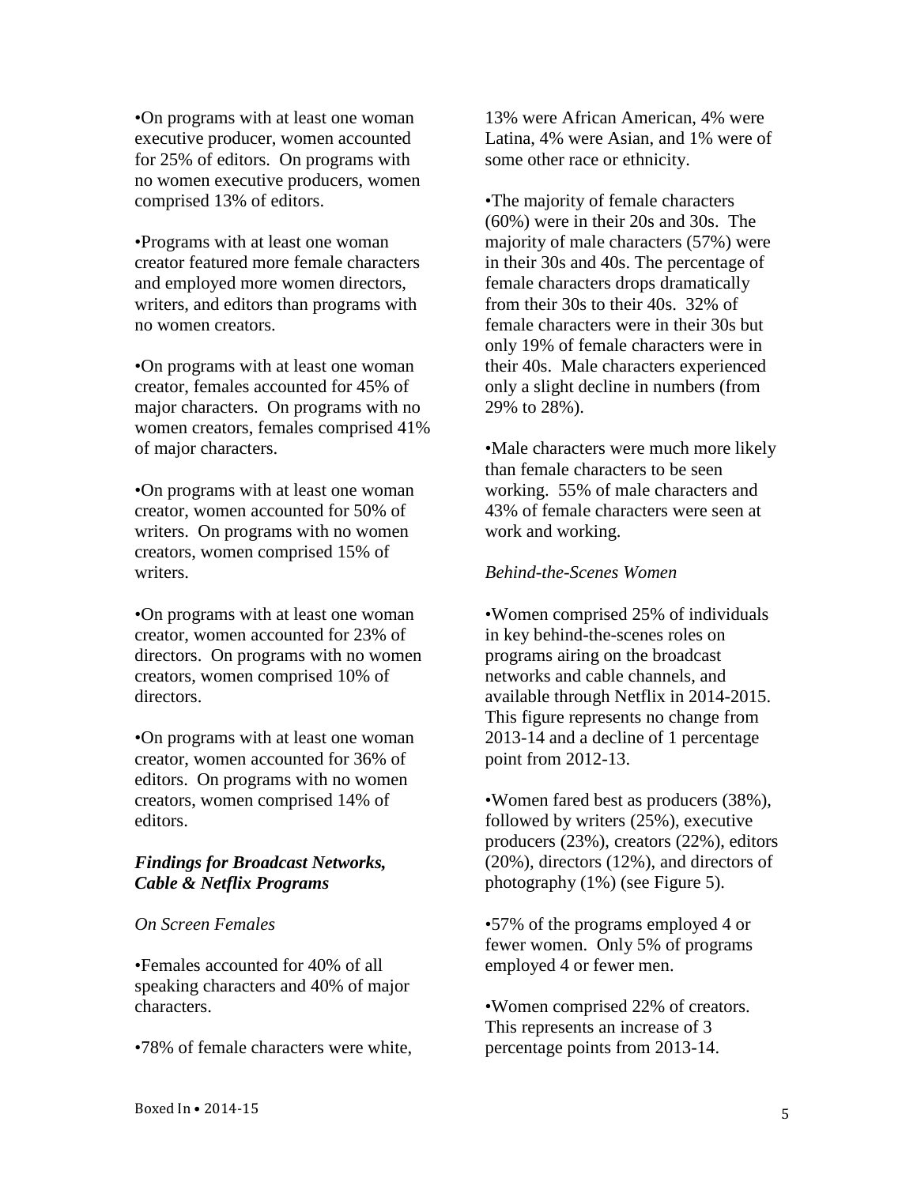•On programs with at least one woman executive producer, women accounted for 25% of editors. On programs with no women executive producers, women comprised 13% of editors.

•Programs with at least one woman creator featured more female characters and employed more women directors, writers, and editors than programs with no women creators.

•On programs with at least one woman creator, females accounted for 45% of major characters. On programs with no women creators, females comprised 41% of major characters.

•On programs with at least one woman creator, women accounted for 50% of writers. On programs with no women creators, women comprised 15% of writers.

•On programs with at least one woman creator, women accounted for 23% of directors. On programs with no women creators, women comprised 10% of directors.

•On programs with at least one woman creator, women accounted for 36% of editors. On programs with no women creators, women comprised 14% of editors.

### ***Findings for Broadcast Networks, Cable & Netflix Programs***

*On Screen Females*

•Females accounted for 40% of all speaking characters and 40% of major characters.

•78% of female characters were white, 13% were African American, 4% were Latina, 4% were Asian, and 1% were of some other race or ethnicity.

•The majority of female characters (60%) were in their 20s and 30s. The majority of male characters (57%) were in their 30s and 40s. The percentage of female characters drops dramatically from their 30s to their 40s. 32% of female characters were in their 30s but only 19% of female characters were in their 40s. Male characters experienced only a slight decline in numbers (from 29% to 28%).

•Male characters were much more likely than female characters to be seen working. 55% of male characters and 43% of female characters were seen at work and working.

*Behind-the-Scenes Women*

•Women comprised 25% of individuals in key behind-the-scenes roles on programs airing on the broadcast networks and cable channels, and available through Netflix in 2014-2015. This figure represents no change from 2013-14 and a decline of 1 percentage point from 2012-13.

•Women fared best as producers (38%), followed by writers (25%), executive producers (23%), creators (22%), editors (20%), directors (12%), and directors of photography (1%) (see Figure 5).

•57% of the programs employed 4 or fewer women. Only 5% of programs employed 4 or fewer men.

•Women comprised 22% of creators. This represents an increase of 3 percentage points from 2013-14.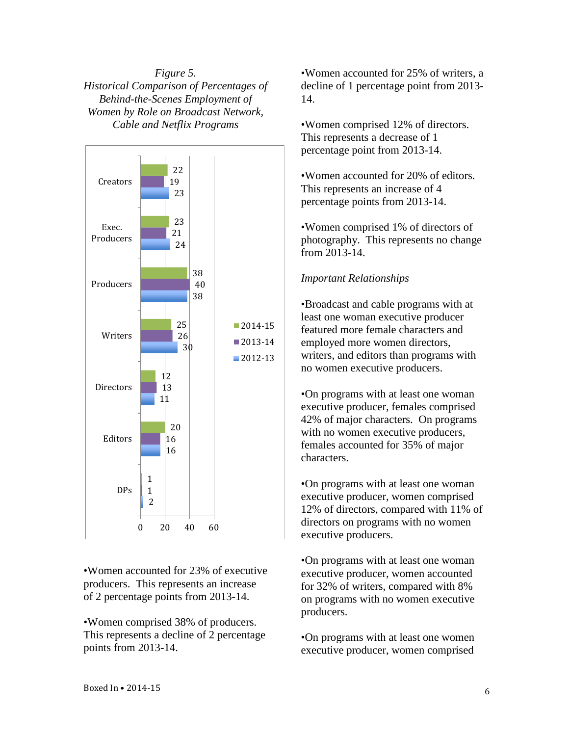*Figure 5.*
*Historical Comparison of Percentages of Behind-the-Scenes Employment of Women by Role on Broadcast Network, Cable and Netflix Programs*

| Role | 2014-15 | 2013-14 | 2012-13 |
|---|---|---|---|
| Creators | 22 | 19 | 23 |
| Exec. Producers | 23 | 21 | 24 |
| Producers | 38 | 40 | 38 |
| Writers | 25 | 26 | 30 |
| Directors | 12 | 13 | 11 |
| Editors | 20 | 16 | 16 |
| DPs | 1 | 1 | 2 |

•Women accounted for 23% of executive producers. This represents an increase of 2 percentage points from 2013-14.

•Women comprised 38% of producers. This represents a decline of 2 percentage points from 2013-14.

•Women accounted for 25% of writers, a decline of 1 percentage point from 2013-14.

•Women comprised 12% of directors. This represents a decrease of 1 percentage point from 2013-14.

•Women accounted for 20% of editors. This represents an increase of 4 percentage points from 2013-14.

•Women comprised 1% of directors of photography. This represents no change from 2013-14.

*Important Relationships*

•Broadcast and cable programs with at least one woman executive producer featured more female characters and employed more women directors, writers, and editors than programs with no women executive producers.

•On programs with at least one woman executive producer, females comprised 42% of major characters. On programs with no women executive producers, females accounted for 35% of major characters.

•On programs with at least one woman executive producer, women comprised 12% of directors, compared with 11% of directors on programs with no women executive producers.

•On programs with at least one woman executive producer, women accounted for 32% of writers, compared with 8% on programs with no women executive producers.

•On programs with at least one women executive producer, women comprised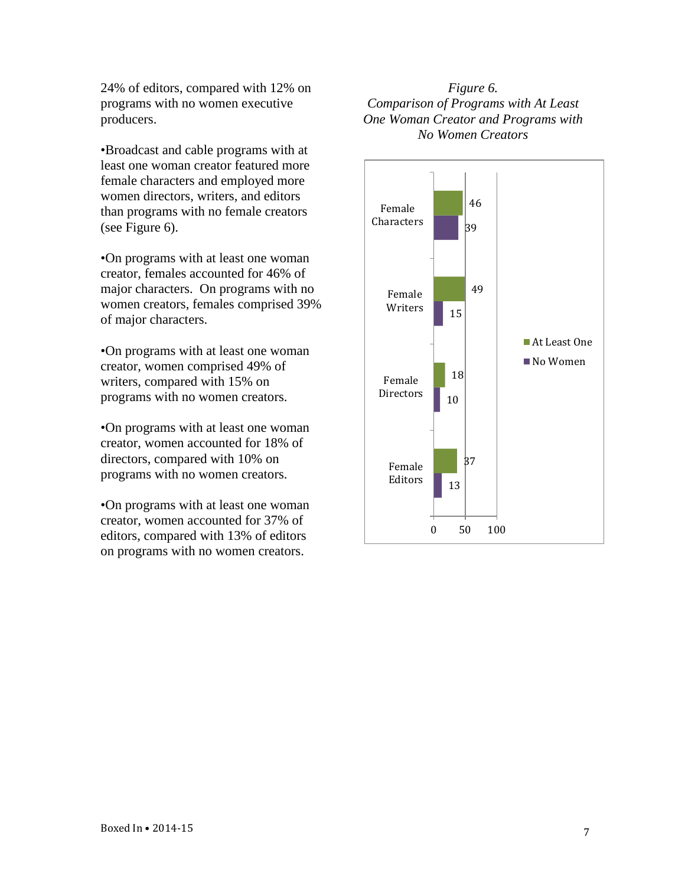24% of editors, compared with 12% on programs with no women executive producers.

•Broadcast and cable programs with at least one woman creator featured more female characters and employed more women directors, writers, and editors than programs with no female creators (see Figure 6).

•On programs with at least one woman creator, females accounted for 46% of major characters. On programs with no women creators, females comprised 39% of major characters.

•On programs with at least one woman creator, women comprised 49% of writers, compared with 15% on programs with no women creators.

•On programs with at least one woman creator, women accounted for 18% of directors, compared with 10% on programs with no women creators.

•On programs with at least one woman creator, women accounted for 37% of editors, compared with 13% of editors on programs with no women creators.

*Figure 6.*
*Comparison of Programs with At Least One Woman Creator and Programs with No Women Creators*

Female Characters
46
39

Female Writers
49
15

Female Directors
18
10

Female Editors
37
13

0
50
100

At Least One
No Women